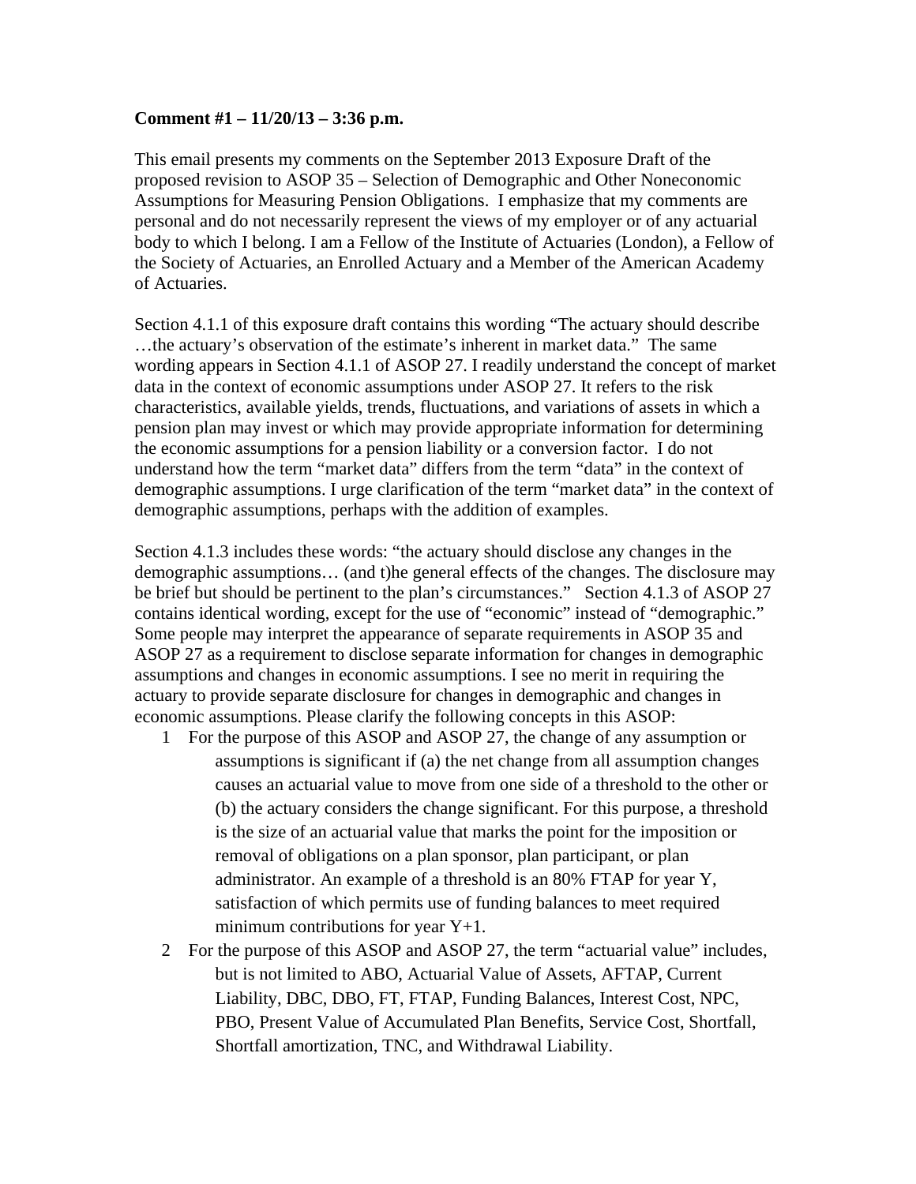**Comment #1 – 11/20/13 – 3:36 p.m.**

This email presents my comments on the September 2013 Exposure Draft of the proposed revision to ASOP 35 – Selection of Demographic and Other Noneconomic Assumptions for Measuring Pension Obligations. I emphasize that my comments are personal and do not necessarily represent the views of my employer or of any actuarial body to which I belong. I am a Fellow of the Institute of Actuaries (London), a Fellow of the Society of Actuaries, an Enrolled Actuary and a Member of the American Academy of Actuaries.

Section 4.1.1 of this exposure draft contains this wording "The actuary should describe …the actuary's observation of the estimate's inherent in market data." The same wording appears in Section 4.1.1 of ASOP 27. I readily understand the concept of market data in the context of economic assumptions under ASOP 27. It refers to the risk characteristics, available yields, trends, fluctuations, and variations of assets in which a pension plan may invest or which may provide appropriate information for determining the economic assumptions for a pension liability or a conversion factor. I do not understand how the term "market data" differs from the term "data" in the context of demographic assumptions. I urge clarification of the term "market data" in the context of demographic assumptions, perhaps with the addition of examples.

Section 4.1.3 includes these words: "the actuary should disclose any changes in the demographic assumptions… (and t)he general effects of the changes. The disclosure may be brief but should be pertinent to the plan's circumstances." Section 4.1.3 of ASOP 27 contains identical wording, except for the use of "economic" instead of "demographic." Some people may interpret the appearance of separate requirements in ASOP 35 and ASOP 27 as a requirement to disclose separate information for changes in demographic assumptions and changes in economic assumptions. I see no merit in requiring the actuary to provide separate disclosure for changes in demographic and changes in economic assumptions. Please clarify the following concepts in this ASOP:

1. For the purpose of this ASOP and ASOP 27, the change of any assumption or assumptions is significant if (a) the net change from all assumption changes causes an actuarial value to move from one side of a threshold to the other or (b) the actuary considers the change significant. For this purpose, a threshold is the size of an actuarial value that marks the point for the imposition or removal of obligations on a plan sponsor, plan participant, or plan administrator. An example of a threshold is an 80% FTAP for year Y, satisfaction of which permits use of funding balances to meet required minimum contributions for year Y+1.
2. For the purpose of this ASOP and ASOP 27, the term "actuarial value" includes, but is not limited to ABO, Actuarial Value of Assets, AFTAP, Current Liability, DBC, DBO, FT, FTAP, Funding Balances, Interest Cost, NPC, PBO, Present Value of Accumulated Plan Benefits, Service Cost, Shortfall, Shortfall amortization, TNC, and Withdrawal Liability.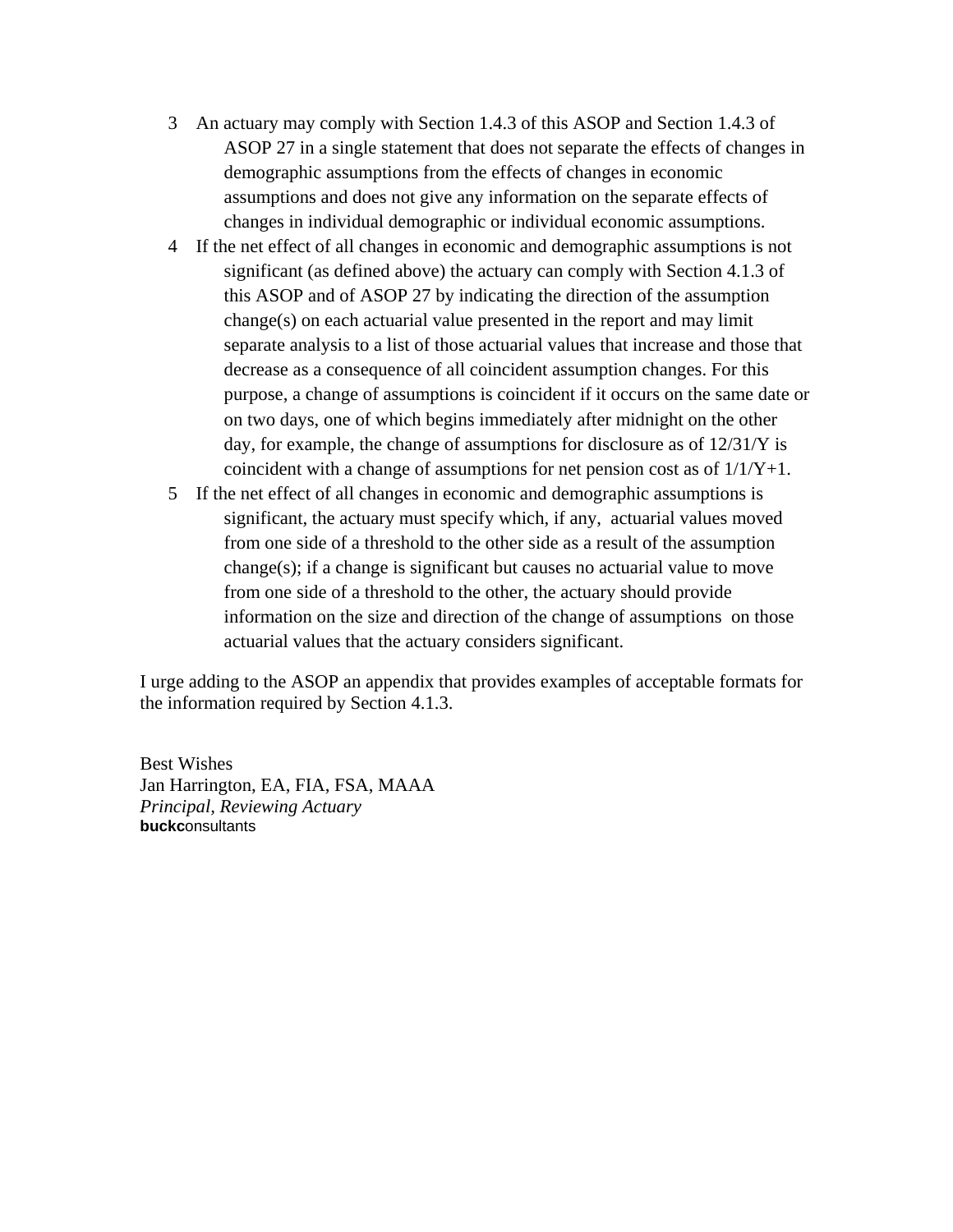3. An actuary may comply with Section 1.4.3 of this ASOP and Section 1.4.3 of ASOP 27 in a single statement that does not separate the effects of changes in demographic assumptions from the effects of changes in economic assumptions and does not give any information on the separate effects of changes in individual demographic or individual economic assumptions.
4. If the net effect of all changes in economic and demographic assumptions is not significant (as defined above) the actuary can comply with Section 4.1.3 of this ASOP and of ASOP 27 by indicating the direction of the assumption change(s) on each actuarial value presented in the report and may limit separate analysis to a list of those actuarial values that increase and those that decrease as a consequence of all coincident assumption changes. For this purpose, a change of assumptions is coincident if it occurs on the same date or on two days, one of which begins immediately after midnight on the other day, for example, the change of assumptions for disclosure as of 12/31/Y is coincident with a change of assumptions for net pension cost as of 1/1/Y+1.
5. If the net effect of all changes in economic and demographic assumptions is significant, the actuary must specify which, if any, actuarial values moved from one side of a threshold to the other side as a result of the assumption change(s); if a change is significant but causes no actuarial value to move from one side of a threshold to the other, the actuary should provide information on the size and direction of the change of assumptions on those actuarial values that the actuary considers significant.

I urge adding to the ASOP an appendix that provides examples of acceptable formats for the information required by Section 4.1.3.

Best Wishes
Jan Harrington, EA, FIA, FSA, MAAA
*Principal, Reviewing Actuary*
**buckc**onsultants